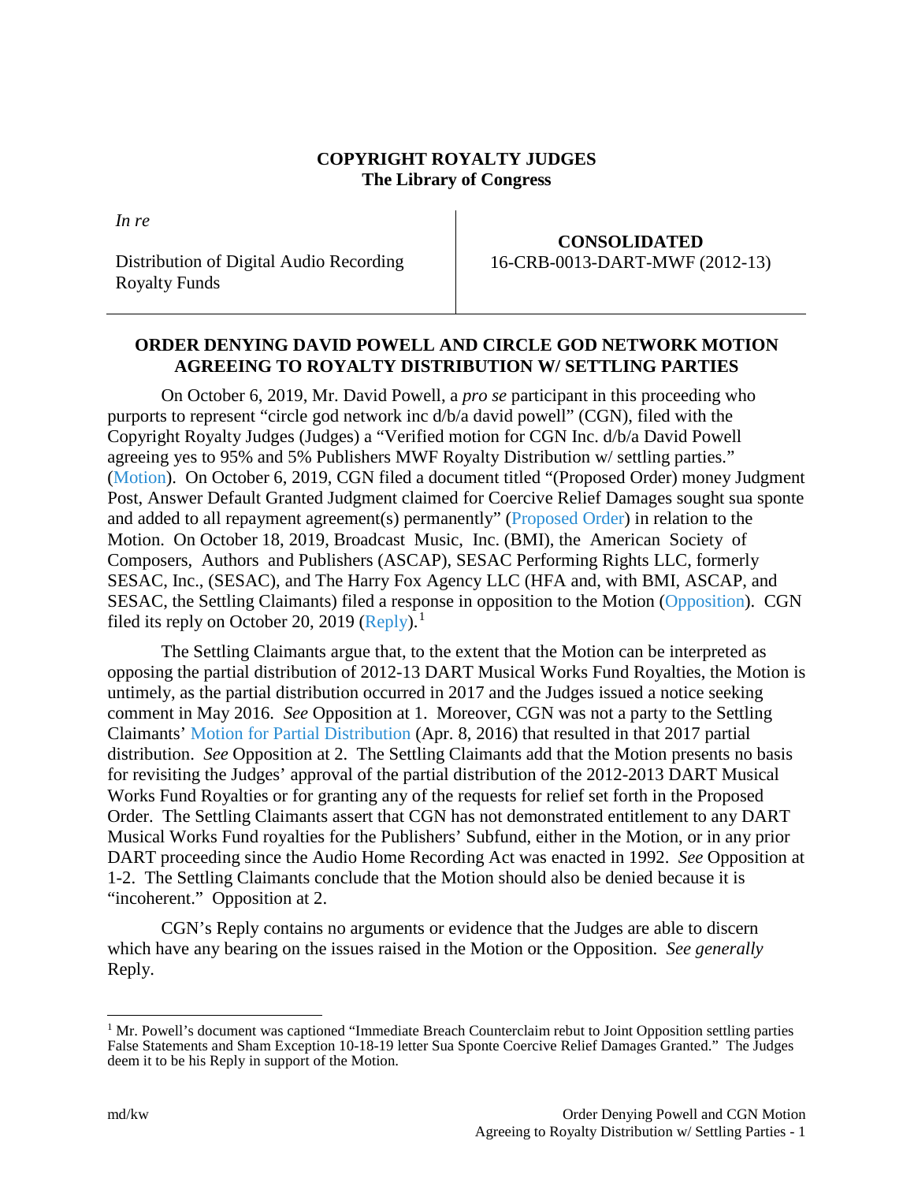**COPYRIGHT ROYALTY JUDGES**
**The Library of Congress**

| *In re* | |
|---|---|
| Distribution of Digital Audio Recording Royalty Funds | **CONSOLIDATED** 16-CRB-0013-DART-MWF (2012-13) |

## ORDER DENYING DAVID POWELL AND CIRCLE GOD NETWORK MOTION AGREEING TO ROYALTY DISTRIBUTION W/ SETTLING PARTIES

On October 6, 2019, Mr. David Powell, a *pro se* participant in this proceeding who purports to represent "circle god network inc d/b/a david powell" (CGN), filed with the Copyright Royalty Judges (Judges) a "Verified motion for CGN Inc. d/b/a David Powell agreeing yes to 95% and 5% Publishers MWF Royalty Distribution w/ settling parties." (Motion). On October 6, 2019, CGN filed a document titled "(Proposed Order) money Judgment Post, Answer Default Granted Judgment claimed for Coercive Relief Damages sought sua sponte and added to all repayment agreement(s) permanently" (Proposed Order) in relation to the Motion. On October 18, 2019, Broadcast Music, Inc. (BMI), the American Society of Composers, Authors and Publishers (ASCAP), SESAC Performing Rights LLC, formerly SESAC, Inc., (SESAC), and The Harry Fox Agency LLC (HFA and, with BMI, ASCAP, and SESAC, the Settling Claimants) filed a response in opposition to the Motion (Opposition). CGN filed its reply on October 20, 2019 (Reply).[1]

The Settling Claimants argue that, to the extent that the Motion can be interpreted as opposing the partial distribution of 2012-13 DART Musical Works Fund Royalties, the Motion is untimely, as the partial distribution occurred in 2017 and the Judges issued a notice seeking comment in May 2016. *See* Opposition at 1. Moreover, CGN was not a party to the Settling Claimants' Motion for Partial Distribution (Apr. 8, 2016) that resulted in that 2017 partial distribution. *See* Opposition at 2. The Settling Claimants add that the Motion presents no basis for revisiting the Judges' approval of the partial distribution of the 2012-2013 DART Musical Works Fund Royalties or for granting any of the requests for relief set forth in the Proposed Order. The Settling Claimants assert that CGN has not demonstrated entitlement to any DART Musical Works Fund royalties for the Publishers' Subfund, either in the Motion, or in any prior DART proceeding since the Audio Home Recording Act was enacted in 1992. *See* Opposition at 1-2. The Settling Claimants conclude that the Motion should also be denied because it is "incoherent." Opposition at 2.

CGN's Reply contains no arguments or evidence that the Judges are able to discern which have any bearing on the issues raised in the Motion or the Opposition. *See generally* Reply.

[1] Mr. Powell's document was captioned "Immediate Breach Counterclaim rebut to Joint Opposition settling parties False Statements and Sham Exception 10-18-19 letter Sua Sponte Coercive Relief Damages Granted." The Judges deem it to be his Reply in support of the Motion.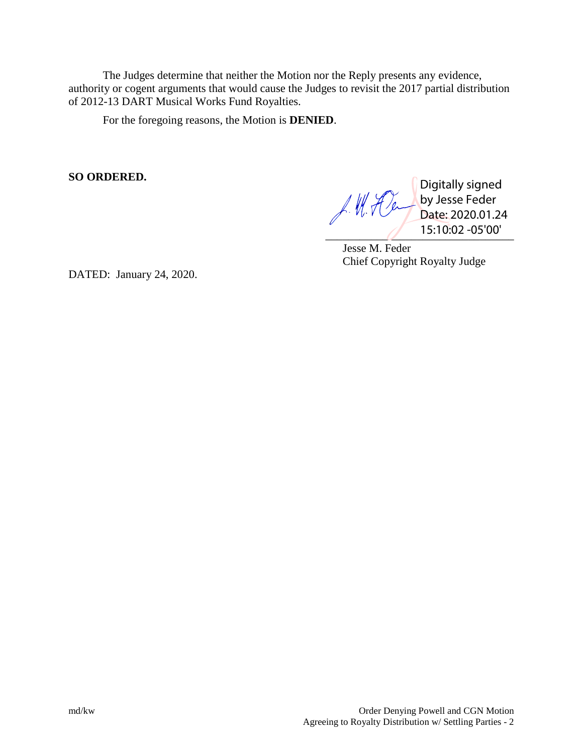The Judges determine that neither the Motion nor the Reply presents any evidence, authority or cogent arguments that would cause the Judges to revisit the 2017 partial distribution of 2012-13 DART Musical Works Fund Royalties.

For the foregoing reasons, the Motion is **DENIED**.

**SO ORDERED.**

Digitally signed by Jesse Feder
Date: 2020.01.24 15:10:02 -05'00'

Jesse M. Feder
Chief Copyright Royalty Judge

DATED: January 24, 2020.

md/kw